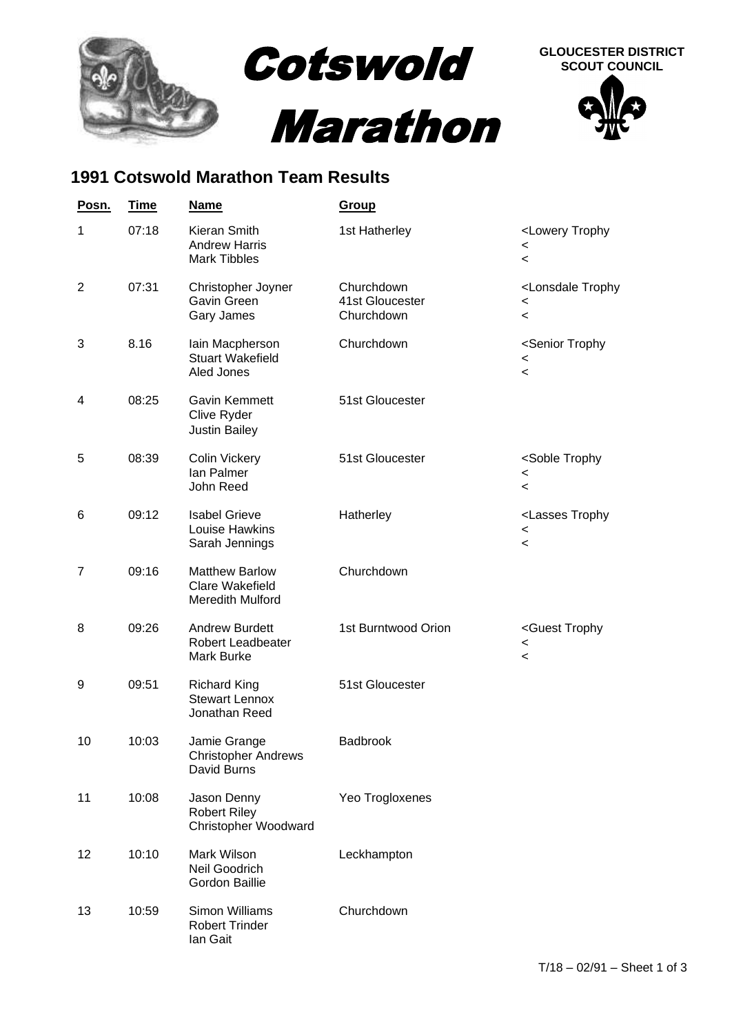# Cotswold Marathon

**GLOUCESTER DISTRICT SCOUT COUNCIL**

## 1991 Cotswold Marathon Team Results

| Posn. | Time | Name | Group | |
|---|---|---|---|---|
| 1 | 07:18 | Kieran Smith<br>Andrew Harris<br>Mark Tibbles | 1st Hatherley | <Lowery Trophy<br><<br>< |
| 2 | 07:31 | Christopher Joyner<br>Gavin Green<br>Gary James | Churchdown<br>41st Gloucester<br>Churchdown | <Lonsdale Trophy<br><<br>< |
| 3 | 8.16 | Iain Macpherson<br>Stuart Wakefield<br>Aled Jones | Churchdown | <Senior Trophy<br><<br>< |
| 4 | 08:25 | Gavin Kemmett<br>Clive Ryder<br>Justin Bailey | 51st Gloucester | |
| 5 | 08:39 | Colin Vickery<br>Ian Palmer<br>John Reed | 51st Gloucester | <Soble Trophy<br><<br>< |
| 6 | 09:12 | Isabel Grieve<br>Louise Hawkins<br>Sarah Jennings | Hatherley | <Lasses Trophy<br><<br>< |
| 7 | 09:16 | Matthew Barlow<br>Clare Wakefield<br>Meredith Mulford | Churchdown | |
| 8 | 09:26 | Andrew Burdett<br>Robert Leadbeater<br>Mark Burke | 1st Burntwood Orion | <Guest Trophy<br><<br>< |
| 9 | 09:51 | Richard King<br>Stewart Lennox<br>Jonathan Reed | 51st Gloucester | |
| 10 | 10:03 | Jamie Grange<br>Christopher Andrews<br>David Burns | Badbrook | |
| 11 | 10:08 | Jason Denny<br>Robert Riley<br>Christopher Woodward | Yeo Trogloxenes | |
| 12 | 10:10 | Mark Wilson<br>Neil Goodrich<br>Gordon Baillie | Leckhampton | |
| 13 | 10:59 | Simon Williams<br>Robert Trinder<br>Ian Gait | Churchdown | |

T/18 – 02/91 – Sheet 1 of 3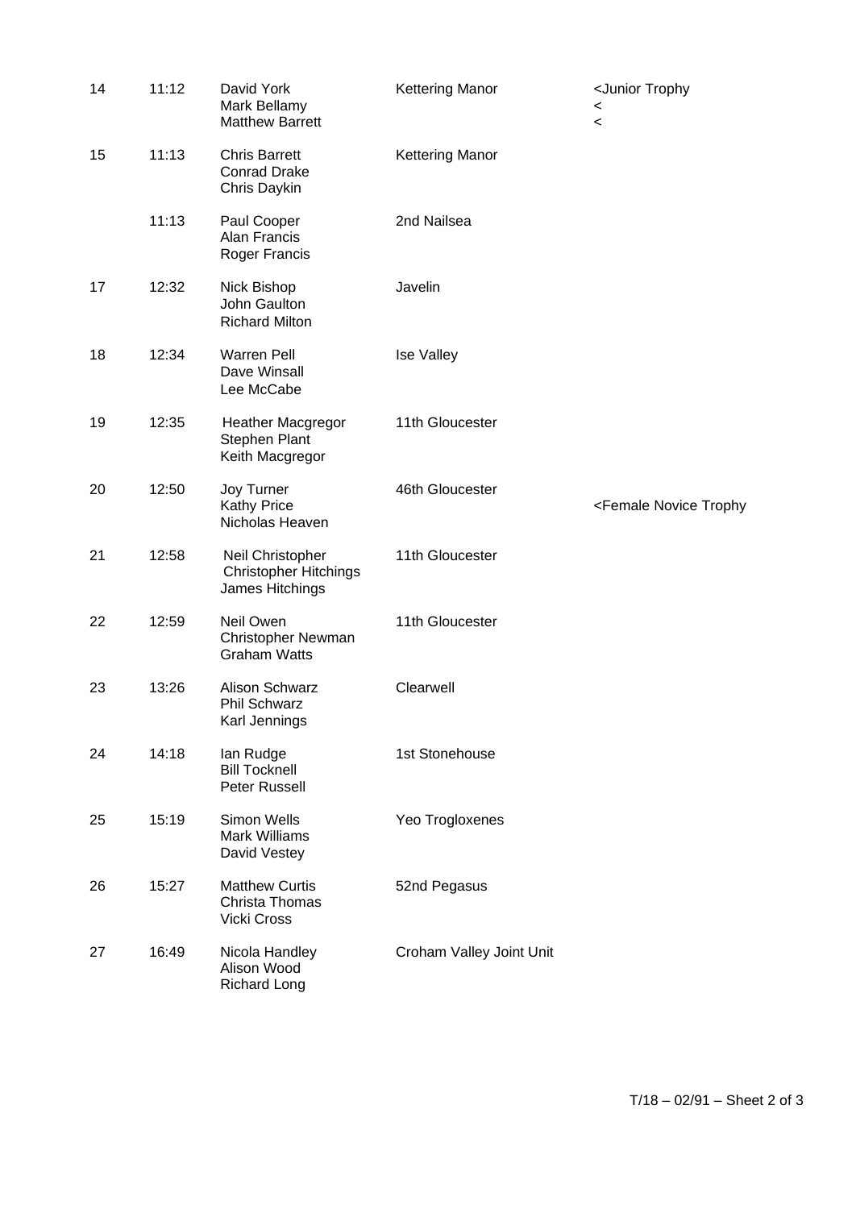| | | | | |
|---|---|---|---|---|
| 14 | 11:12 | David York<br>Mark Bellamy<br>Matthew Barrett | Kettering Manor | <Junior Trophy<br><<br>< |
| 15 | 11:13 | Chris Barrett<br>Conrad Drake<br>Chris Daykin | Kettering Manor | |
| | 11:13 | Paul Cooper<br>Alan Francis<br>Roger Francis | 2nd Nailsea | |
| 17 | 12:32 | Nick Bishop<br>John Gaulton<br>Richard Milton | Javelin | |
| 18 | 12:34 | Warren Pell<br>Dave Winsall<br>Lee McCabe | Ise Valley | |
| 19 | 12:35 | Heather Macgregor<br>Stephen Plant<br>Keith Macgregor | 11th Gloucester | |
| 20 | 12:50 | Joy Turner<br>Kathy Price<br>Nicholas Heaven | 46th Gloucester | <Female Novice Trophy |
| 21 | 12:58 | Neil Christopher<br>Christopher Hitchings<br>James Hitchings | 11th Gloucester | |
| 22 | 12:59 | Neil Owen<br>Christopher Newman<br>Graham Watts | 11th Gloucester | |
| 23 | 13:26 | Alison Schwarz<br>Phil Schwarz<br>Karl Jennings | Clearwell | |
| 24 | 14:18 | Ian Rudge<br>Bill Tocknell<br>Peter Russell | 1st Stonehouse | |
| 25 | 15:19 | Simon Wells<br>Mark Williams<br>David Vestey | Yeo Trogloxenes | |
| 26 | 15:27 | Matthew Curtis<br>Christa Thomas<br>Vicki Cross | 52nd Pegasus | |
| 27 | 16:49 | Nicola Handley<br>Alison Wood<br>Richard Long | Croham Valley Joint Unit | |

T/18 – 02/91 – Sheet 2 of 3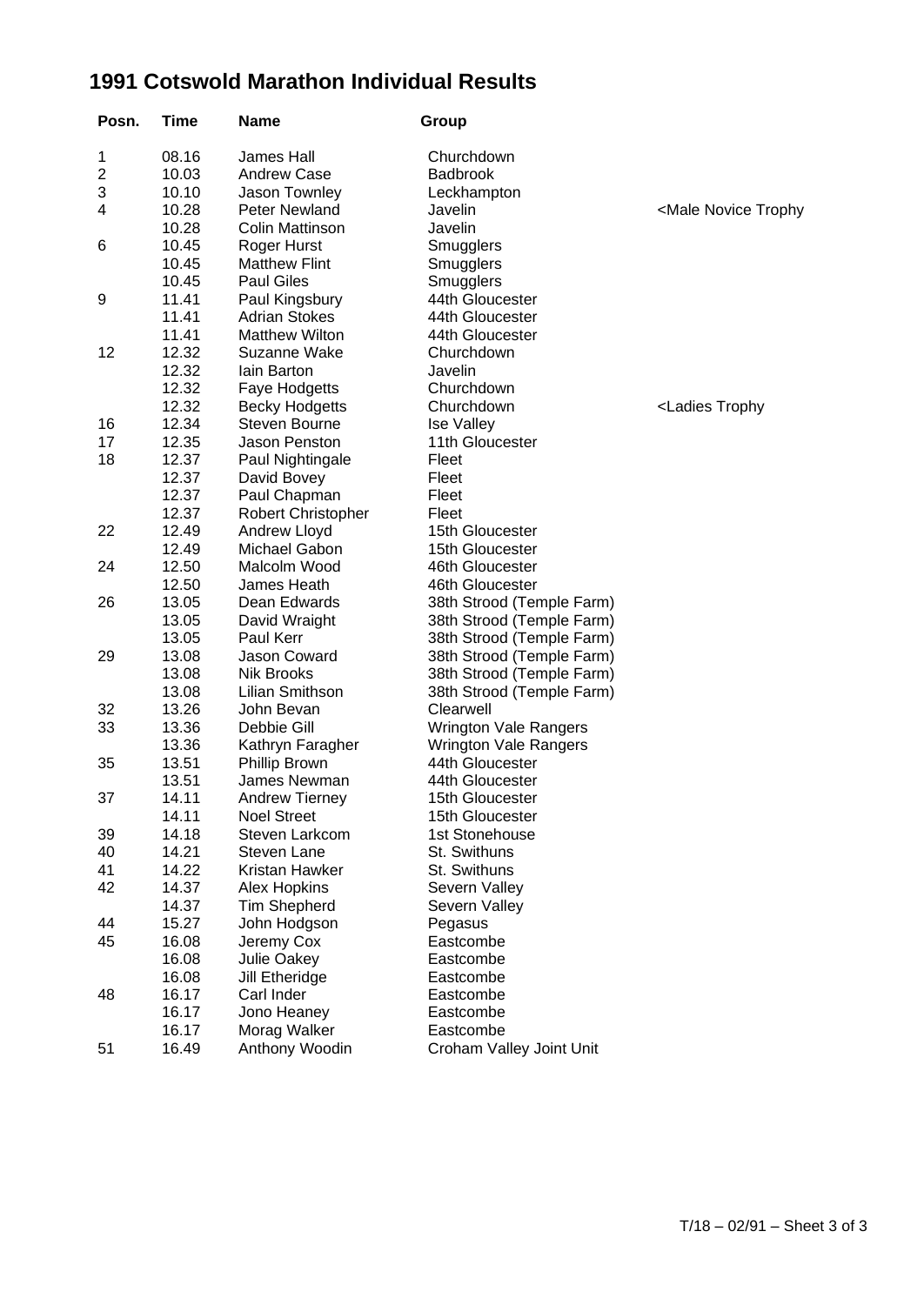# 1991 Cotswold Marathon Individual Results

| Posn. | Time | Name | Group | |
|---|---|---|---|---|
| 1 | 08.16 | James Hall | Churchdown | |
| 2 | 10.03 | Andrew Case | Badbrook | |
| 3 | 10.10 | Jason Townley | Leckhampton | |
| 4 | 10.28 | Peter Newland | Javelin | <Male Novice Trophy |
| | 10.28 | Colin Mattinson | Javelin | |
| 6 | 10.45 | Roger Hurst | Smugglers | |
| | 10.45 | Matthew Flint | Smugglers | |
| | 10.45 | Paul Giles | Smugglers | |
| 9 | 11.41 | Paul Kingsbury | 44th Gloucester | |
| | 11.41 | Adrian Stokes | 44th Gloucester | |
| | 11.41 | Matthew Wilton | 44th Gloucester | |
| 12 | 12.32 | Suzanne Wake | Churchdown | |
| | 12.32 | Iain Barton | Javelin | |
| | 12.32 | Faye Hodgetts | Churchdown | |
| | 12.32 | Becky Hodgetts | Churchdown | <Ladies Trophy |
| 16 | 12.34 | Steven Bourne | Ise Valley | |
| 17 | 12.35 | Jason Penston | 11th Gloucester | |
| 18 | 12.37 | Paul Nightingale | Fleet | |
| | 12.37 | David Bovey | Fleet | |
| | 12.37 | Paul Chapman | Fleet | |
| | 12.37 | Robert Christopher | Fleet | |
| 22 | 12.49 | Andrew Lloyd | 15th Gloucester | |
| | 12.49 | Michael Gabon | 15th Gloucester | |
| 24 | 12.50 | Malcolm Wood | 46th Gloucester | |
| | 12.50 | James Heath | 46th Gloucester | |
| 26 | 13.05 | Dean Edwards | 38th Strood (Temple Farm) | |
| | 13.05 | David Wraight | 38th Strood (Temple Farm) | |
| | 13.05 | Paul Kerr | 38th Strood (Temple Farm) | |
| 29 | 13.08 | Jason Coward | 38th Strood (Temple Farm) | |
| | 13.08 | Nik Brooks | 38th Strood (Temple Farm) | |
| | 13.08 | Lilian Smithson | 38th Strood (Temple Farm) | |
| 32 | 13.26 | John Bevan | Clearwell | |
| 33 | 13.36 | Debbie Gill | Wrington Vale Rangers | |
| | 13.36 | Kathryn Faragher | Wrington Vale Rangers | |
| 35 | 13.51 | Phillip Brown | 44th Gloucester | |
| | 13.51 | James Newman | 44th Gloucester | |
| 37 | 14.11 | Andrew Tierney | 15th Gloucester | |
| | 14.11 | Noel Street | 15th Gloucester | |
| 39 | 14.18 | Steven Larkcom | 1st Stonehouse | |
| 40 | 14.21 | Steven Lane | St. Swithuns | |
| 41 | 14.22 | Kristan Hawker | St. Swithuns | |
| 42 | 14.37 | Alex Hopkins | Severn Valley | |
| | 14.37 | Tim Shepherd | Severn Valley | |
| 44 | 15.27 | John Hodgson | Pegasus | |
| 45 | 16.08 | Jeremy Cox | Eastcombe | |
| | 16.08 | Julie Oakey | Eastcombe | |
| | 16.08 | Jill Etheridge | Eastcombe | |
| 48 | 16.17 | Carl Inder | Eastcombe | |
| | 16.17 | Jono Heaney | Eastcombe | |
| | 16.17 | Morag Walker | Eastcombe | |
| 51 | 16.49 | Anthony Woodin | Croham Valley Joint Unit | |

T/18 – 02/91 – Sheet 3 of 3